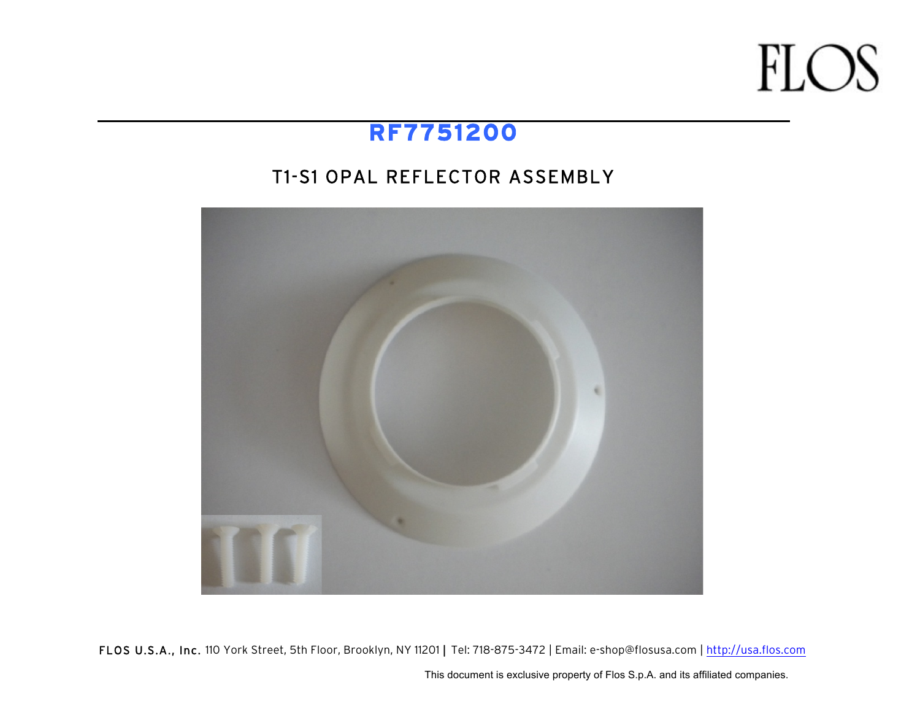FLOS

# RF7751200

## T1-S1 OPAL REFLECTOR ASSEMBLY

**FLOS U.S.A., Inc.** 110 York Street, 5th Floor, Brooklyn, NY 11201 | Tel: 718-875-3472 | Email: e-shop@flosusa.com | http://usa.flos.com

This document is exclusive property of Flos S.p.A. and its affiliated companies.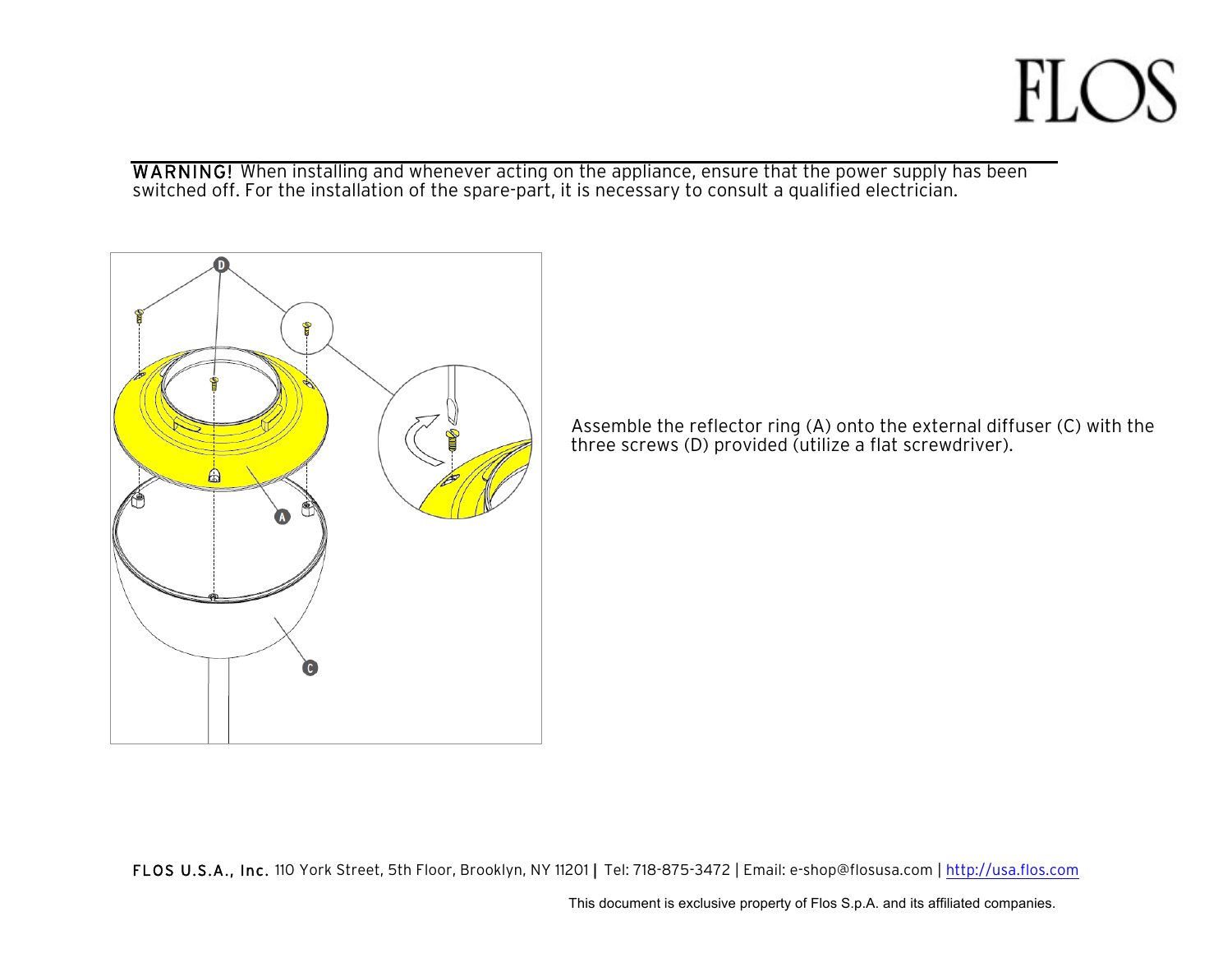FLOS

**WARNING!** When installing and whenever acting on the appliance, ensure that the power supply has been switched off. For the installation of the spare-part, it is necessary to consult a qualified electrician.

Assemble the reflector ring (A) onto the external diffuser (C) with the three screws (D) provided (utilize a flat screwdriver).

**FLOS U.S.A., Inc.** 110 York Street, 5th Floor, Brooklyn, NY 11201 | Tel: 718-875-3472 | Email: e-shop@flosusa.com | http://usa.flos.com

This document is exclusive property of Flos S.p.A. and its affiliated companies.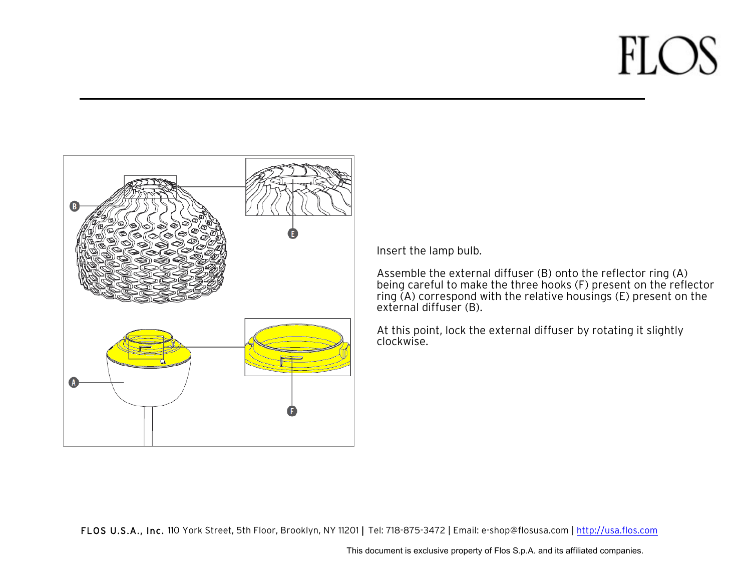Insert the lamp bulb.

Assemble the external diffuser (B) onto the reflector ring (A) being careful to make the three hooks (F) present on the reflector ring (A) correspond with the relative housings (E) present on the external diffuser (B).

At this point, lock the external diffuser by rotating it slightly clockwise.